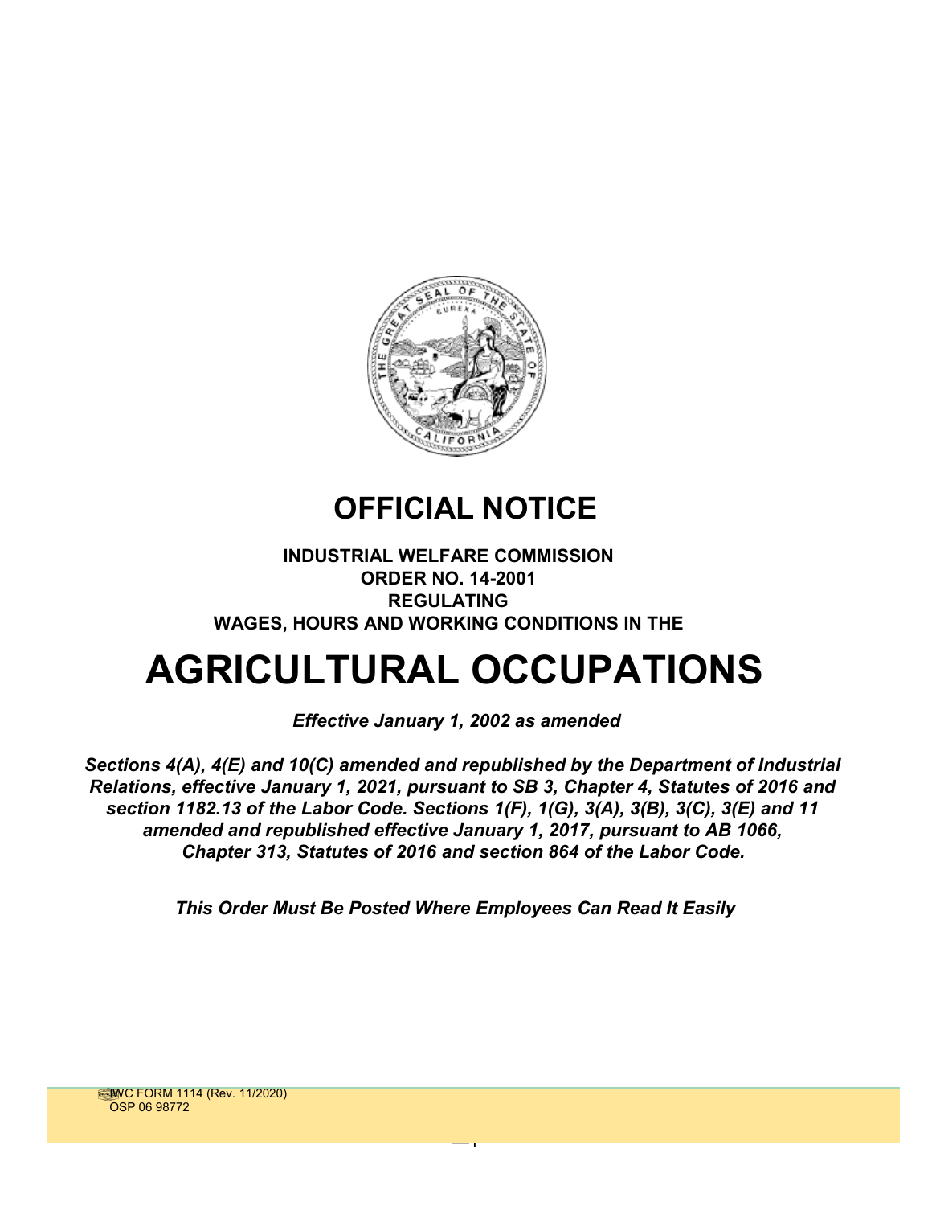# OFFICIAL NOTICE

**INDUSTRIAL WELFARE COMMISSION**
**ORDER NO. 14-2001**
**REGULATING**
**WAGES, HOURS AND WORKING CONDITIONS IN THE**

# AGRICULTURAL OCCUPATIONS

***Effective January 1, 2002 as amended***

***Sections 4(A), 4(E) and 10(C) amended and republished by the Department of Industrial Relations, effective January 1, 2021, pursuant to SB 3, Chapter 4, Statutes of 2016 and section 1182.13 of the Labor Code. Sections 1(F), 1(G), 3(A), 3(B), 3(C), 3(E) and 11 amended and republished effective January 1, 2017, pursuant to AB 1066, Chapter 313, Statutes of 2016 and section 864 of the Labor Code.***

***This Order Must Be Posted Where Employees Can Read It Easily***

IWC FORM 1114 (Rev. 11/2020)
OSP 06 98772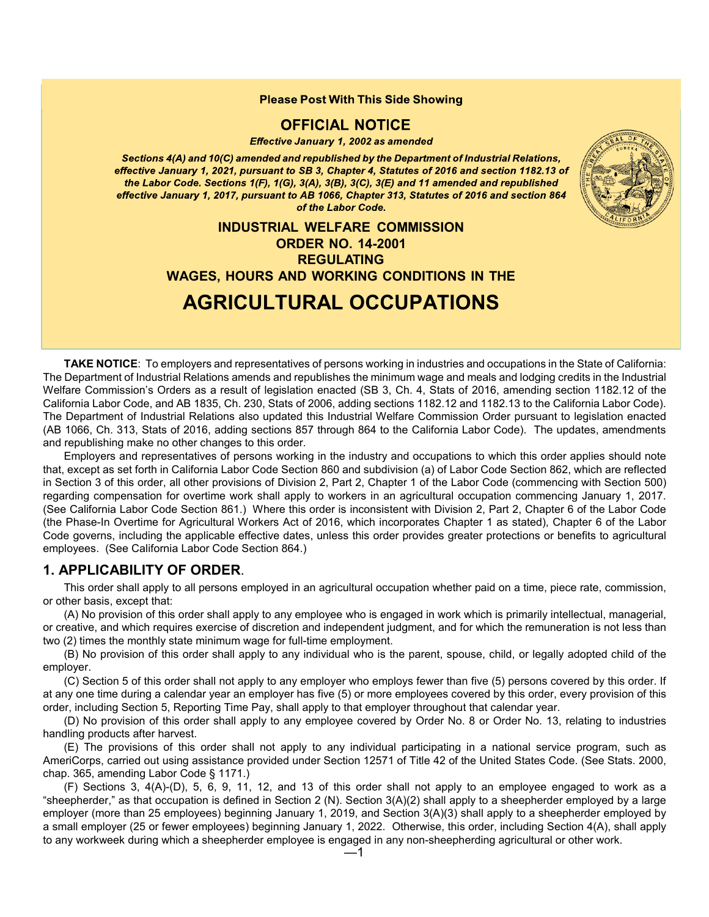**Please Post With This Side Showing**

## OFFICIAL NOTICE

***Effective January 1, 2002 as amended***

***Sections 4(A) and 10(C) amended and republished by the Department of Industrial Relations, effective January 1, 2021, pursuant to SB 3, Chapter 4, Statutes of 2016 and section 1182.13 of the Labor Code. Sections 1(F), 1(G), 3(A), 3(B), 3(C), 3(E) and 11 amended and republished effective January 1, 2017, pursuant to AB 1066, Chapter 313, Statutes of 2016 and section 864 of the Labor Code.***

**INDUSTRIAL WELFARE COMMISSION**
**ORDER NO. 14-2001**
**REGULATING**
**WAGES, HOURS AND WORKING CONDITIONS IN THE**

# AGRICULTURAL OCCUPATIONS

**TAKE NOTICE**: To employers and representatives of persons working in industries and occupations in the State of California: The Department of Industrial Relations amends and republishes the minimum wage and meals and lodging credits in the Industrial Welfare Commission's Orders as a result of legislation enacted (SB 3, Ch. 4, Stats of 2016, amending section 1182.12 of the California Labor Code, and AB 1835, Ch. 230, Stats of 2006, adding sections 1182.12 and 1182.13 to the California Labor Code). The Department of Industrial Relations also updated this Industrial Welfare Commission Order pursuant to legislation enacted (AB 1066, Ch. 313, Stats of 2016, adding sections 857 through 864 to the California Labor Code). The updates, amendments and republishing make no other changes to this order.

Employers and representatives of persons working in the industry and occupations to which this order applies should note that, except as set forth in California Labor Code Section 860 and subdivision (a) of Labor Code Section 862, which are reflected in Section 3 of this order, all other provisions of Division 2, Part 2, Chapter 1 of the Labor Code (commencing with Section 500) regarding compensation for overtime work shall apply to workers in an agricultural occupation commencing January 1, 2017. (See California Labor Code Section 861.) Where this order is inconsistent with Division 2, Part 2, Chapter 6 of the Labor Code (the Phase-In Overtime for Agricultural Workers Act of 2016, which incorporates Chapter 1 as stated), Chapter 6 of the Labor Code governs, including the applicable effective dates, unless this order provides greater protections or benefits to agricultural employees. (See California Labor Code Section 864.)

## 1. APPLICABILITY OF ORDER.

This order shall apply to all persons employed in an agricultural occupation whether paid on a time, piece rate, commission, or other basis, except that:

(A) No provision of this order shall apply to any employee who is engaged in work which is primarily intellectual, managerial, or creative, and which requires exercise of discretion and independent judgment, and for which the remuneration is not less than two (2) times the monthly state minimum wage for full-time employment.

(B) No provision of this order shall apply to any individual who is the parent, spouse, child, or legally adopted child of the employer.

(C) Section 5 of this order shall not apply to any employer who employs fewer than five (5) persons covered by this order. If at any one time during a calendar year an employer has five (5) or more employees covered by this order, every provision of this order, including Section 5, Reporting Time Pay, shall apply to that employer throughout that calendar year.

(D) No provision of this order shall apply to any employee covered by Order No. 8 or Order No. 13, relating to industries handling products after harvest.

(E) The provisions of this order shall not apply to any individual participating in a national service program, such as AmeriCorps, carried out using assistance provided under Section 12571 of Title 42 of the United States Code. (See Stats. 2000, chap. 365, amending Labor Code § 1171.)

(F) Sections 3, 4(A)-(D), 5, 6, 9, 11, 12, and 13 of this order shall not apply to an employee engaged to work as a "sheepherder," as that occupation is defined in Section 2 (N). Section 3(A)(2) shall apply to a sheepherder employed by a large employer (more than 25 employees) beginning January 1, 2019, and Section 3(A)(3) shall apply to a small employer (25 or fewer employees) beginning January 1, 2022. Otherwise, this order, including Section 4(A), shall apply to any workweek during which a sheepherder employee is engaged in any non-sheepherding agricultural or other work.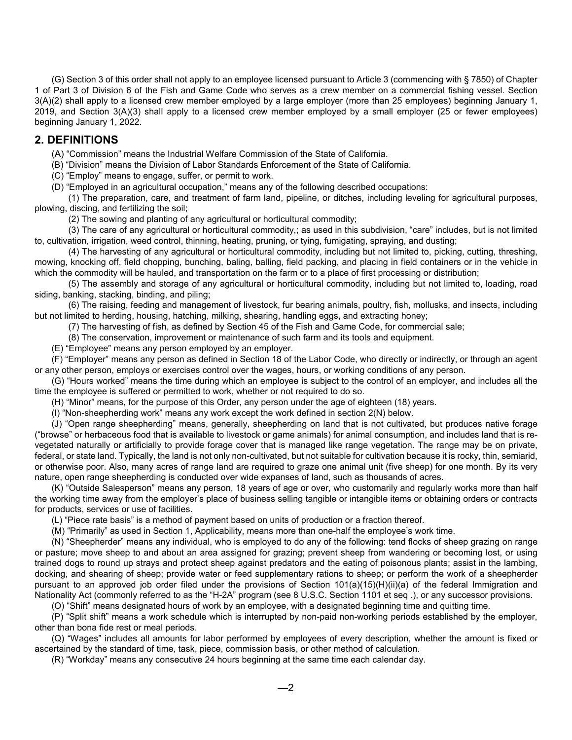(G) Section 3 of this order shall not apply to an employee licensed pursuant to Article 3 (commencing with § 7850) of Chapter 1 of Part 3 of Division 6 of the Fish and Game Code who serves as a crew member on a commercial fishing vessel. Section 3(A)(2) shall apply to a licensed crew member employed by a large employer (more than 25 employees) beginning January 1, 2019, and Section 3(A)(3) shall apply to a licensed crew member employed by a small employer (25 or fewer employees) beginning January 1, 2022.

## 2. DEFINITIONS

(A) "Commission" means the Industrial Welfare Commission of the State of California.

(B) "Division" means the Division of Labor Standards Enforcement of the State of California.

(C) "Employ" means to engage, suffer, or permit to work.

(D) "Employed in an agricultural occupation," means any of the following described occupations:

(1) The preparation, care, and treatment of farm land, pipeline, or ditches, including leveling for agricultural purposes, plowing, discing, and fertilizing the soil;

(2) The sowing and planting of any agricultural or horticultural commodity;

(3) The care of any agricultural or horticultural commodity,; as used in this subdivision, "care" includes, but is not limited to, cultivation, irrigation, weed control, thinning, heating, pruning, or tying, fumigating, spraying, and dusting;

(4) The harvesting of any agricultural or horticultural commodity, including but not limited to, picking, cutting, threshing, mowing, knocking off, field chopping, bunching, baling, balling, field packing, and placing in field containers or in the vehicle in which the commodity will be hauled, and transportation on the farm or to a place of first processing or distribution;

(5) The assembly and storage of any agricultural or horticultural commodity, including but not limited to, loading, road siding, banking, stacking, binding, and piling;

(6) The raising, feeding and management of livestock, fur bearing animals, poultry, fish, mollusks, and insects, including but not limited to herding, housing, hatching, milking, shearing, handling eggs, and extracting honey;

(7) The harvesting of fish, as defined by Section 45 of the Fish and Game Code, for commercial sale;

(8) The conservation, improvement or maintenance of such farm and its tools and equipment.

(E) "Employee" means any person employed by an employer.

(F) "Employer" means any person as defined in Section 18 of the Labor Code, who directly or indirectly, or through an agent or any other person, employs or exercises control over the wages, hours, or working conditions of any person.

(G) "Hours worked" means the time during which an employee is subject to the control of an employer, and includes all the time the employee is suffered or permitted to work, whether or not required to do so.

(H) "Minor" means, for the purpose of this Order, any person under the age of eighteen (18) years.

(I) "Non-sheepherding work" means any work except the work defined in section 2(N) below.

(J) "Open range sheepherding" means, generally, sheepherding on land that is not cultivated, but produces native forage ("browse" or herbaceous food that is available to livestock or game animals) for animal consumption, and includes land that is re-vegetated naturally or artificially to provide forage cover that is managed like range vegetation. The range may be on private, federal, or state land. Typically, the land is not only non-cultivated, but not suitable for cultivation because it is rocky, thin, semiarid, or otherwise poor. Also, many acres of range land are required to graze one animal unit (five sheep) for one month. By its very nature, open range sheepherding is conducted over wide expanses of land, such as thousands of acres.

(K) "Outside Salesperson" means any person, 18 years of age or over, who customarily and regularly works more than half the working time away from the employer's place of business selling tangible or intangible items or obtaining orders or contracts for products, services or use of facilities.

(L) "Piece rate basis" is a method of payment based on units of production or a fraction thereof.

(M) "Primarily" as used in Section 1, Applicability, means more than one-half the employee's work time.

(N) "Sheepherder" means any individual, who is employed to do any of the following: tend flocks of sheep grazing on range or pasture; move sheep to and about an area assigned for grazing; prevent sheep from wandering or becoming lost, or using trained dogs to round up strays and protect sheep against predators and the eating of poisonous plants; assist in the lambing, docking, and shearing of sheep; provide water or feed supplementary rations to sheep; or perform the work of a sheepherder pursuant to an approved job order filed under the provisions of Section 101(a)(15)(H)(ii)(a) of the federal Immigration and Nationality Act (commonly referred to as the "H-2A" program (see 8 U.S.C. Section 1101 et seq .), or any successor provisions.

(O) "Shift" means designated hours of work by an employee, with a designated beginning time and quitting time.

(P) "Split shift" means a work schedule which is interrupted by non-paid non-working periods established by the employer, other than bona fide rest or meal periods.

(Q) "Wages" includes all amounts for labor performed by employees of every description, whether the amount is fixed or ascertained by the standard of time, task, piece, commission basis, or other method of calculation.

(R) "Workday" means any consecutive 24 hours beginning at the same time each calendar day.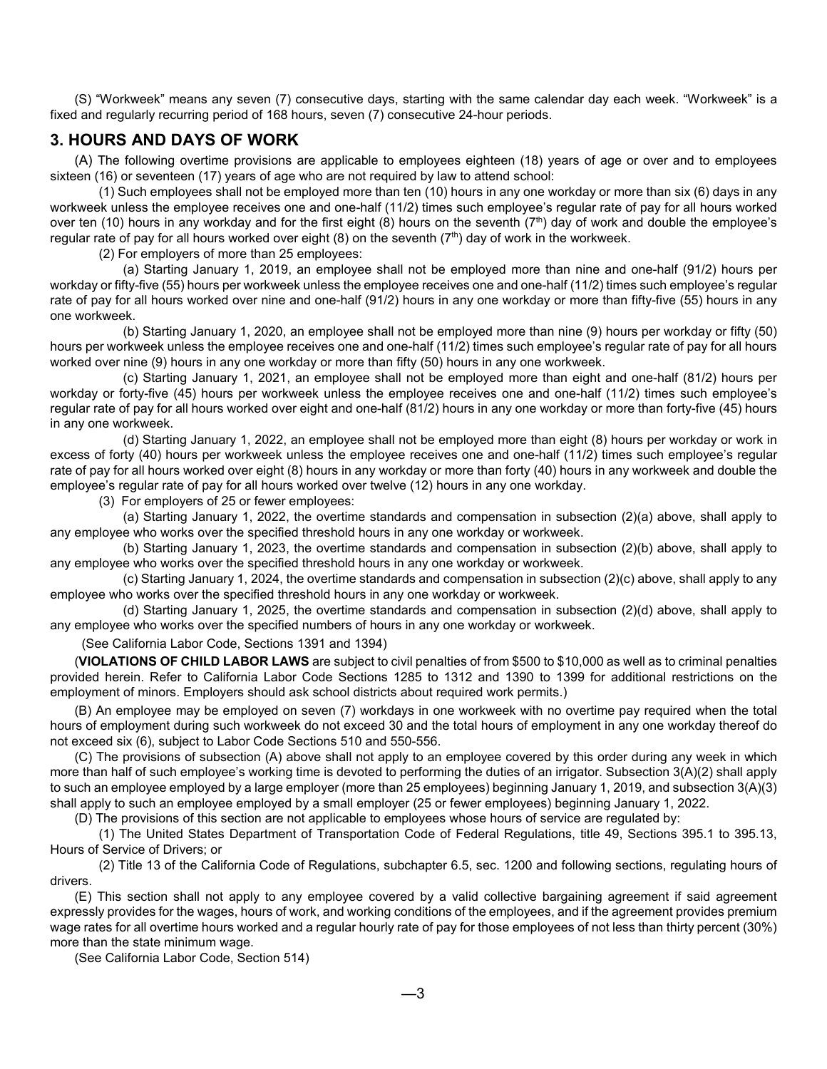(S) "Workweek" means any seven (7) consecutive days, starting with the same calendar day each week. "Workweek" is a fixed and regularly recurring period of 168 hours, seven (7) consecutive 24-hour periods.

## 3. HOURS AND DAYS OF WORK

(A) The following overtime provisions are applicable to employees eighteen (18) years of age or over and to employees sixteen (16) or seventeen (17) years of age who are not required by law to attend school:

(1) Such employees shall not be employed more than ten (10) hours in any one workday or more than six (6) days in any workweek unless the employee receives one and one-half (11/2) times such employee's regular rate of pay for all hours worked over ten (10) hours in any workday and for the first eight (8) hours on the seventh (7th) day of work and double the employee's regular rate of pay for all hours worked over eight (8) on the seventh (7th) day of work in the workweek.

(2) For employers of more than 25 employees:

(a) Starting January 1, 2019, an employee shall not be employed more than nine and one-half (91/2) hours per workday or fifty-five (55) hours per workweek unless the employee receives one and one-half (11/2) times such employee's regular rate of pay for all hours worked over nine and one-half (91/2) hours in any one workday or more than fifty-five (55) hours in any one workweek.

(b) Starting January 1, 2020, an employee shall not be employed more than nine (9) hours per workday or fifty (50) hours per workweek unless the employee receives one and one-half (11/2) times such employee's regular rate of pay for all hours worked over nine (9) hours in any one workday or more than fifty (50) hours in any one workweek.

(c) Starting January 1, 2021, an employee shall not be employed more than eight and one-half (81/2) hours per workday or forty-five (45) hours per workweek unless the employee receives one and one-half (11/2) times such employee's regular rate of pay for all hours worked over eight and one-half (81/2) hours in any one workday or more than forty-five (45) hours in any one workweek.

(d) Starting January 1, 2022, an employee shall not be employed more than eight (8) hours per workday or work in excess of forty (40) hours per workweek unless the employee receives one and one-half (11/2) times such employee's regular rate of pay for all hours worked over eight (8) hours in any workday or more than forty (40) hours in any workweek and double the employee's regular rate of pay for all hours worked over twelve (12) hours in any one workday.

(3) For employers of 25 or fewer employees:

(a) Starting January 1, 2022, the overtime standards and compensation in subsection (2)(a) above, shall apply to any employee who works over the specified threshold hours in any one workday or workweek.

(b) Starting January 1, 2023, the overtime standards and compensation in subsection (2)(b) above, shall apply to any employee who works over the specified threshold hours in any one workday or workweek.

(c) Starting January 1, 2024, the overtime standards and compensation in subsection (2)(c) above, shall apply to any employee who works over the specified threshold hours in any one workday or workweek.

(d) Starting January 1, 2025, the overtime standards and compensation in subsection (2)(d) above, shall apply to any employee who works over the specified numbers of hours in any one workday or workweek.

(See California Labor Code, Sections 1391 and 1394)

(**VIOLATIONS OF CHILD LABOR LAWS** are subject to civil penalties of from $500 to $10,000 as well as to criminal penalties provided herein. Refer to California Labor Code Sections 1285 to 1312 and 1390 to 1399 for additional restrictions on the employment of minors. Employers should ask school districts about required work permits.)

(B) An employee may be employed on seven (7) workdays in one workweek with no overtime pay required when the total hours of employment during such workweek do not exceed 30 and the total hours of employment in any one workday thereof do not exceed six (6), subject to Labor Code Sections 510 and 550-556.

(C) The provisions of subsection (A) above shall not apply to an employee covered by this order during any week in which more than half of such employee's working time is devoted to performing the duties of an irrigator. Subsection 3(A)(2) shall apply to such an employee employed by a large employer (more than 25 employees) beginning January 1, 2019, and subsection 3(A)(3) shall apply to such an employee employed by a small employer (25 or fewer employees) beginning January 1, 2022.

(D) The provisions of this section are not applicable to employees whose hours of service are regulated by:

(1) The United States Department of Transportation Code of Federal Regulations, title 49, Sections 395.1 to 395.13, Hours of Service of Drivers; or

(2) Title 13 of the California Code of Regulations, subchapter 6.5, sec. 1200 and following sections, regulating hours of drivers.

(E) This section shall not apply to any employee covered by a valid collective bargaining agreement if said agreement expressly provides for the wages, hours of work, and working conditions of the employees, and if the agreement provides premium wage rates for all overtime hours worked and a regular hourly rate of pay for those employees of not less than thirty percent (30%) more than the state minimum wage.

(See California Labor Code, Section 514)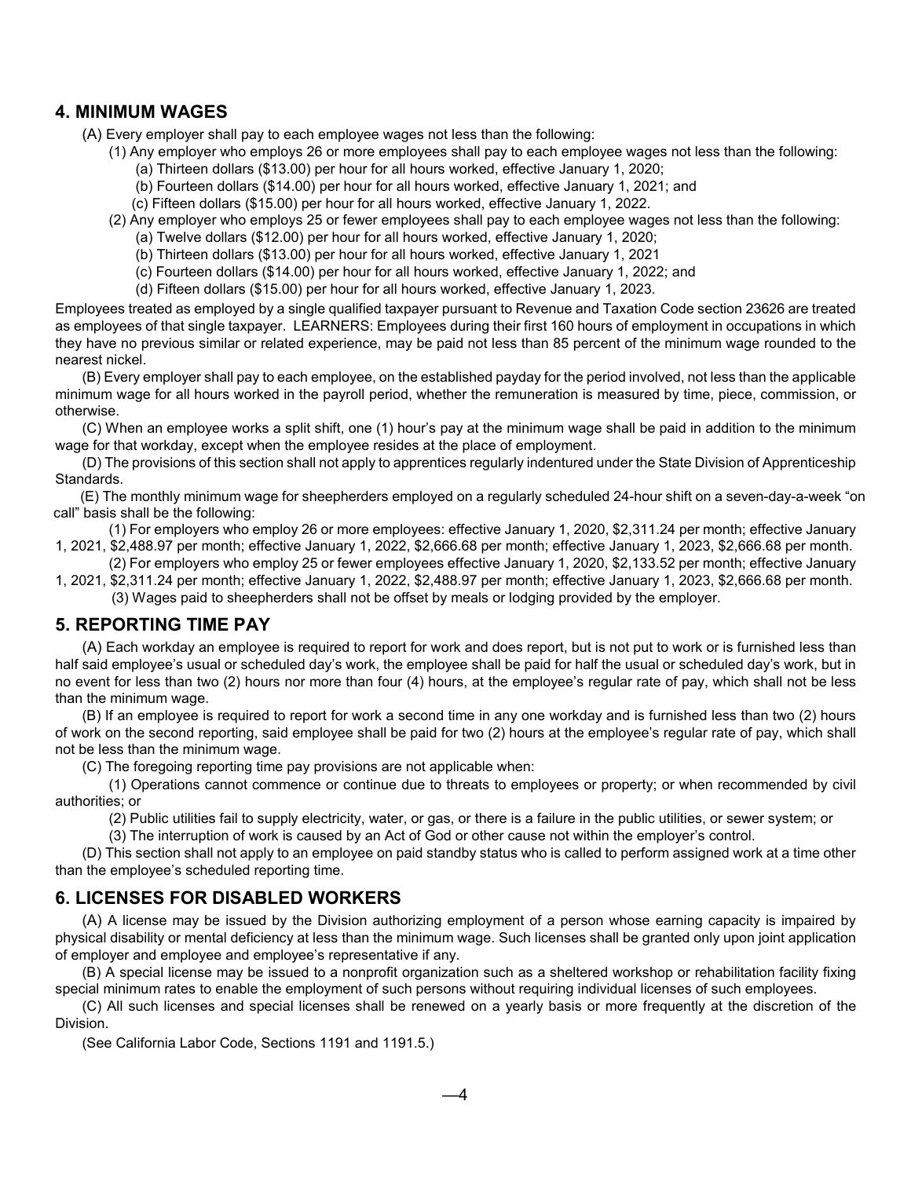## 4. MINIMUM WAGES

(A) Every employer shall pay to each employee wages not less than the following:

(1) Any employer who employs 26 or more employees shall pay to each employee wages not less than the following:

(a) Thirteen dollars ($13.00) per hour for all hours worked, effective January 1, 2020;

(b) Fourteen dollars ($14.00) per hour for all hours worked, effective January 1, 2021; and

(c) Fifteen dollars ($15.00) per hour for all hours worked, effective January 1, 2022.

(2) Any employer who employs 25 or fewer employees shall pay to each employee wages not less than the following:

(a) Twelve dollars ($12.00) per hour for all hours worked, effective January 1, 2020;

(b) Thirteen dollars ($13.00) per hour for all hours worked, effective January 1, 2021

(c) Fourteen dollars ($14.00) per hour for all hours worked, effective January 1, 2022; and

(d) Fifteen dollars ($15.00) per hour for all hours worked, effective January 1, 2023.

Employees treated as employed by a single qualified taxpayer pursuant to Revenue and Taxation Code section 23626 are treated as employees of that single taxpayer. LEARNERS: Employees during their first 160 hours of employment in occupations in which they have no previous similar or related experience, may be paid not less than 85 percent of the minimum wage rounded to the nearest nickel.

(B) Every employer shall pay to each employee, on the established payday for the period involved, not less than the applicable minimum wage for all hours worked in the payroll period, whether the remuneration is measured by time, piece, commission, or otherwise.

(C) When an employee works a split shift, one (1) hour's pay at the minimum wage shall be paid in addition to the minimum wage for that workday, except when the employee resides at the place of employment.

(D) The provisions of this section shall not apply to apprentices regularly indentured under the State Division of Apprenticeship Standards.

(E) The monthly minimum wage for sheepherders employed on a regularly scheduled 24-hour shift on a seven-day-a-week "on call" basis shall be the following:

(1) For employers who employ 26 or more employees: effective January 1, 2020, $2,311.24 per month; effective January 1, 2021, $2,488.97 per month; effective January 1, 2022, $2,666.68 per month; effective January 1, 2023, $2,666.68 per month.

(2) For employers who employ 25 or fewer employees effective January 1, 2020, $2,133.52 per month; effective January 1, 2021, $2,311.24 per month; effective January 1, 2022, $2,488.97 per month; effective January 1, 2023, $2,666.68 per month.

(3) Wages paid to sheepherders shall not be offset by meals or lodging provided by the employer.

## 5. REPORTING TIME PAY

(A) Each workday an employee is required to report for work and does report, but is not put to work or is furnished less than half said employee's usual or scheduled day's work, the employee shall be paid for half the usual or scheduled day's work, but in no event for less than two (2) hours nor more than four (4) hours, at the employee's regular rate of pay, which shall not be less than the minimum wage.

(B) If an employee is required to report for work a second time in any one workday and is furnished less than two (2) hours of work on the second reporting, said employee shall be paid for two (2) hours at the employee's regular rate of pay, which shall not be less than the minimum wage.

(C) The foregoing reporting time pay provisions are not applicable when:

(1) Operations cannot commence or continue due to threats to employees or property; or when recommended by civil authorities; or

(2) Public utilities fail to supply electricity, water, or gas, or there is a failure in the public utilities, or sewer system; or

(3) The interruption of work is caused by an Act of God or other cause not within the employer's control.

(D) This section shall not apply to an employee on paid standby status who is called to perform assigned work at a time other than the employee's scheduled reporting time.

## 6. LICENSES FOR DISABLED WORKERS

(A) A license may be issued by the Division authorizing employment of a person whose earning capacity is impaired by physical disability or mental deficiency at less than the minimum wage. Such licenses shall be granted only upon joint application of employer and employee and employee's representative if any.

(B) A special license may be issued to a nonprofit organization such as a sheltered workshop or rehabilitation facility fixing special minimum rates to enable the employment of such persons without requiring individual licenses of such employees.

(C) All such licenses and special licenses shall be renewed on a yearly basis or more frequently at the discretion of the Division.

(See California Labor Code, Sections 1191 and 1191.5.)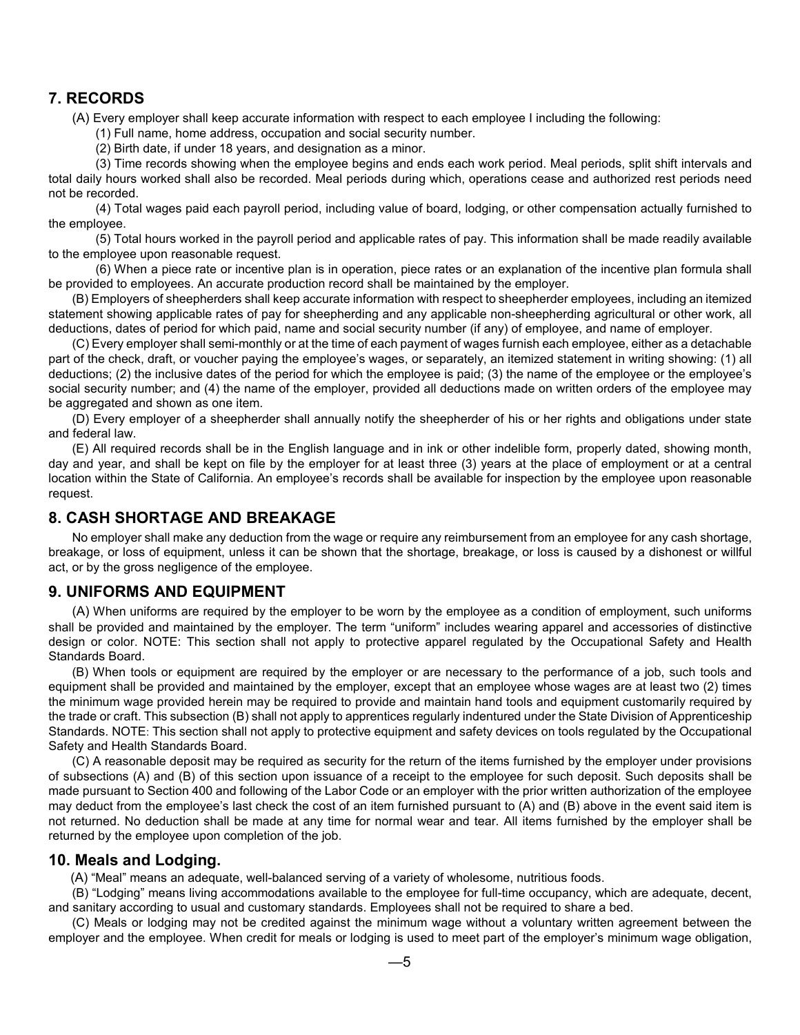## 7. RECORDS

(A) Every employer shall keep accurate information with respect to each employee I including the following:

(1) Full name, home address, occupation and social security number.

(2) Birth date, if under 18 years, and designation as a minor.

(3) Time records showing when the employee begins and ends each work period. Meal periods, split shift intervals and total daily hours worked shall also be recorded. Meal periods during which, operations cease and authorized rest periods need not be recorded.

(4) Total wages paid each payroll period, including value of board, lodging, or other compensation actually furnished to the employee.

(5) Total hours worked in the payroll period and applicable rates of pay. This information shall be made readily available to the employee upon reasonable request.

(6) When a piece rate or incentive plan is in operation, piece rates or an explanation of the incentive plan formula shall be provided to employees. An accurate production record shall be maintained by the employer.

(B) Employers of sheepherders shall keep accurate information with respect to sheepherder employees, including an itemized statement showing applicable rates of pay for sheepherding and any applicable non-sheepherding agricultural or other work, all deductions, dates of period for which paid, name and social security number (if any) of employee, and name of employer.

(C) Every employer shall semi-monthly or at the time of each payment of wages furnish each employee, either as a detachable part of the check, draft, or voucher paying the employee's wages, or separately, an itemized statement in writing showing: (1) all deductions; (2) the inclusive dates of the period for which the employee is paid; (3) the name of the employee or the employee's social security number; and (4) the name of the employer, provided all deductions made on written orders of the employee may be aggregated and shown as one item.

(D) Every employer of a sheepherder shall annually notify the sheepherder of his or her rights and obligations under state and federal law.

(E) All required records shall be in the English language and in ink or other indelible form, properly dated, showing month, day and year, and shall be kept on file by the employer for at least three (3) years at the place of employment or at a central location within the State of California. An employee's records shall be available for inspection by the employee upon reasonable request.

## 8. CASH SHORTAGE AND BREAKAGE

No employer shall make any deduction from the wage or require any reimbursement from an employee for any cash shortage, breakage, or loss of equipment, unless it can be shown that the shortage, breakage, or loss is caused by a dishonest or willful act, or by the gross negligence of the employee.

## 9. UNIFORMS AND EQUIPMENT

(A) When uniforms are required by the employer to be worn by the employee as a condition of employment, such uniforms shall be provided and maintained by the employer. The term "uniform" includes wearing apparel and accessories of distinctive design or color. NOTE: This section shall not apply to protective apparel regulated by the Occupational Safety and Health Standards Board.

(B) When tools or equipment are required by the employer or are necessary to the performance of a job, such tools and equipment shall be provided and maintained by the employer, except that an employee whose wages are at least two (2) times the minimum wage provided herein may be required to provide and maintain hand tools and equipment customarily required by the trade or craft. This subsection (B) shall not apply to apprentices regularly indentured under the State Division of Apprenticeship Standards. NOTE: This section shall not apply to protective equipment and safety devices on tools regulated by the Occupational Safety and Health Standards Board.

(C) A reasonable deposit may be required as security for the return of the items furnished by the employer under provisions of subsections (A) and (B) of this section upon issuance of a receipt to the employee for such deposit. Such deposits shall be made pursuant to Section 400 and following of the Labor Code or an employer with the prior written authorization of the employee may deduct from the employee's last check the cost of an item furnished pursuant to (A) and (B) above in the event said item is not returned. No deduction shall be made at any time for normal wear and tear. All items furnished by the employer shall be returned by the employee upon completion of the job.

## 10. Meals and Lodging.

(A) "Meal" means an adequate, well-balanced serving of a variety of wholesome, nutritious foods.

(B) "Lodging" means living accommodations available to the employee for full-time occupancy, which are adequate, decent, and sanitary according to usual and customary standards. Employees shall not be required to share a bed.

(C) Meals or lodging may not be credited against the minimum wage without a voluntary written agreement between the employer and the employee. When credit for meals or lodging is used to meet part of the employer's minimum wage obligation,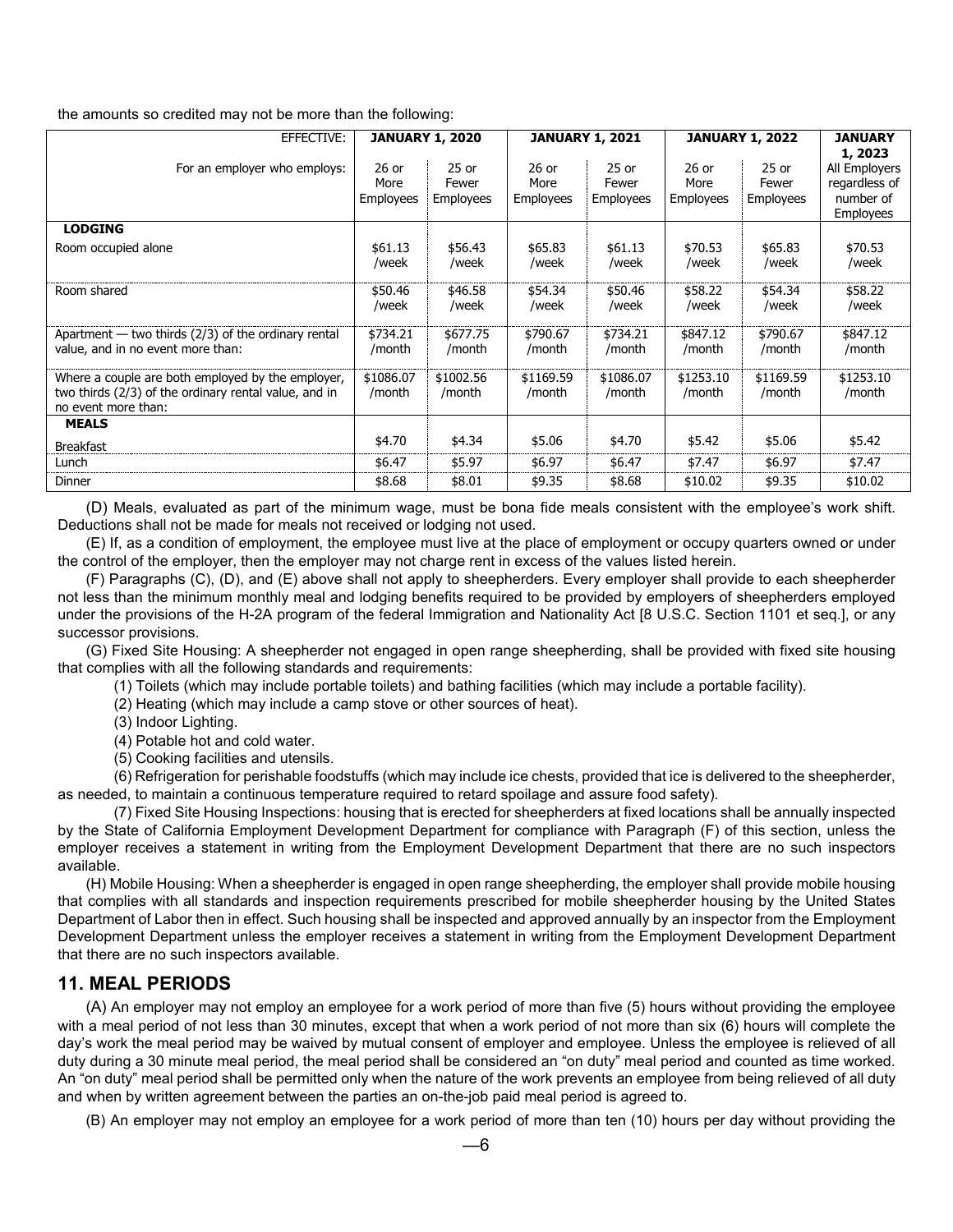the amounts so credited may not be more than the following:

| EFFECTIVE: | JANUARY 1, 2020 | | JANUARY 1, 2021 | | JANUARY 1, 2022 | | JANUARY 1, 2023 |
|---|---|---|---|---|---|---|---|
| For an employer who employs: | 26 or More Employees | 25 or Fewer Employees | 26 or More Employees | 25 or Fewer Employees | 26 or More Employees | 25 or Fewer Employees | All Employers regardless of number of Employees |
| **LODGING** | | | | | | | |
| Room occupied alone | $61.13 /week | $56.43 /week | $65.83 /week | $61.13 /week | $70.53 /week | $65.83 /week | $70.53 /week |
| Room shared | $50.46 /week | $46.58 /week | $54.34 /week | $50.46 /week | $58.22 /week | $54.34 /week | $58.22 /week |
| Apartment — two thirds (2/3) of the ordinary rental value, and in no event more than: | $734.21 /month | $677.75 /month | $790.67 /month | $734.21 /month | $847.12 /month | $790.67 /month | $847.12 /month |
| Where a couple are both employed by the employer, two thirds (2/3) of the ordinary rental value, and in no event more than: | $1086.07 /month | $1002.56 /month | $1169.59 /month | $1086.07 /month | $1253.10 /month | $1169.59 /month | $1253.10 /month |
| **MEALS** | | | | | | | |
| Breakfast | $4.70 | $4.34 | $5.06 | $4.70 | $5.42 | $5.06 | $5.42 |
| Lunch | $6.47 | $5.97 | $6.97 | $6.47 | $7.47 | $6.97 | $7.47 |
| Dinner | $8.68 | $8.01 | $9.35 | $8.68 | $10.02 | $9.35 | $10.02 |

(D) Meals, evaluated as part of the minimum wage, must be bona fide meals consistent with the employee's work shift. Deductions shall not be made for meals not received or lodging not used.

(E) If, as a condition of employment, the employee must live at the place of employment or occupy quarters owned or under the control of the employer, then the employer may not charge rent in excess of the values listed herein.

(F) Paragraphs (C), (D), and (E) above shall not apply to sheepherders. Every employer shall provide to each sheepherder not less than the minimum monthly meal and lodging benefits required to be provided by employers of sheepherders employed under the provisions of the H-2A program of the federal Immigration and Nationality Act [8 U.S.C. Section 1101 et seq.], or any successor provisions.

(G) Fixed Site Housing: A sheepherder not engaged in open range sheepherding, shall be provided with fixed site housing that complies with all the following standards and requirements:

(1) Toilets (which may include portable toilets) and bathing facilities (which may include a portable facility).

(2) Heating (which may include a camp stove or other sources of heat).

(3) Indoor Lighting.

(4) Potable hot and cold water.

(5) Cooking facilities and utensils.

(6) Refrigeration for perishable foodstuffs (which may include ice chests, provided that ice is delivered to the sheepherder, as needed, to maintain a continuous temperature required to retard spoilage and assure food safety).

(7) Fixed Site Housing Inspections: housing that is erected for sheepherders at fixed locations shall be annually inspected by the State of California Employment Development Department for compliance with Paragraph (F) of this section, unless the employer receives a statement in writing from the Employment Development Department that there are no such inspectors available.

(H) Mobile Housing: When a sheepherder is engaged in open range sheepherding, the employer shall provide mobile housing that complies with all standards and inspection requirements prescribed for mobile sheepherder housing by the United States Department of Labor then in effect. Such housing shall be inspected and approved annually by an inspector from the Employment Development Department unless the employer receives a statement in writing from the Employment Development Department that there are no such inspectors available.

## 11. MEAL PERIODS

(A) An employer may not employ an employee for a work period of more than five (5) hours without providing the employee with a meal period of not less than 30 minutes, except that when a work period of not more than six (6) hours will complete the day's work the meal period may be waived by mutual consent of employer and employee. Unless the employee is relieved of all duty during a 30 minute meal period, the meal period shall be considered an "on duty" meal period and counted as time worked. An "on duty" meal period shall be permitted only when the nature of the work prevents an employee from being relieved of all duty and when by written agreement between the parties an on-the-job paid meal period is agreed to.

(B) An employer may not employ an employee for a work period of more than ten (10) hours per day without providing the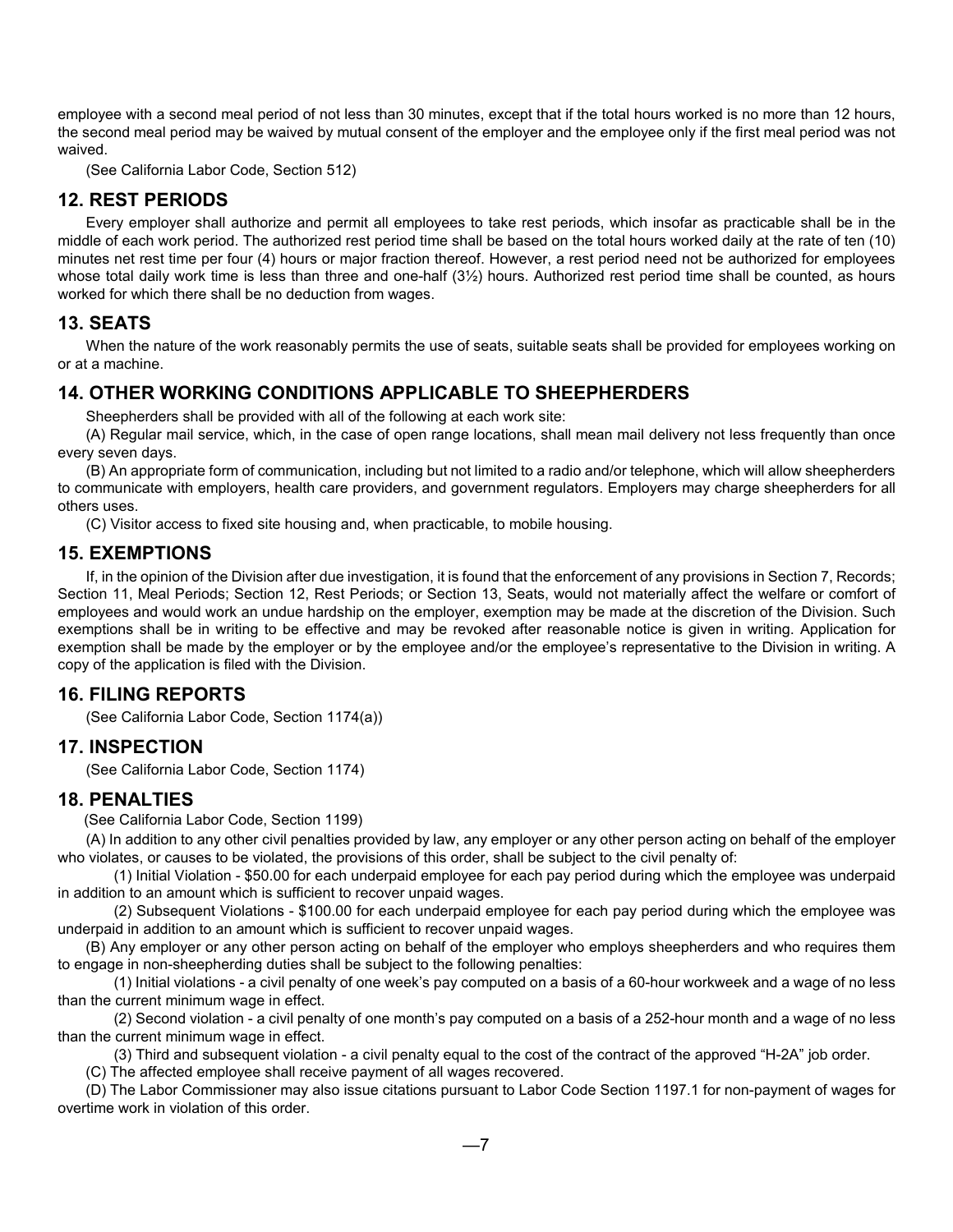employee with a second meal period of not less than 30 minutes, except that if the total hours worked is no more than 12 hours, the second meal period may be waived by mutual consent of the employer and the employee only if the first meal period was not waived.

(See California Labor Code, Section 512)

## 12. REST PERIODS

Every employer shall authorize and permit all employees to take rest periods, which insofar as practicable shall be in the middle of each work period. The authorized rest period time shall be based on the total hours worked daily at the rate of ten (10) minutes net rest time per four (4) hours or major fraction thereof. However, a rest period need not be authorized for employees whose total daily work time is less than three and one-half (3½) hours. Authorized rest period time shall be counted, as hours worked for which there shall be no deduction from wages.

## 13. SEATS

When the nature of the work reasonably permits the use of seats, suitable seats shall be provided for employees working on or at a machine.

## 14. OTHER WORKING CONDITIONS APPLICABLE TO SHEEPHERDERS

Sheepherders shall be provided with all of the following at each work site:

(A) Regular mail service, which, in the case of open range locations, shall mean mail delivery not less frequently than once every seven days.

(B) An appropriate form of communication, including but not limited to a radio and/or telephone, which will allow sheepherders to communicate with employers, health care providers, and government regulators. Employers may charge sheepherders for all others uses.

(C) Visitor access to fixed site housing and, when practicable, to mobile housing.

## 15. EXEMPTIONS

If, in the opinion of the Division after due investigation, it is found that the enforcement of any provisions in Section 7, Records; Section 11, Meal Periods; Section 12, Rest Periods; or Section 13, Seats, would not materially affect the welfare or comfort of employees and would work an undue hardship on the employer, exemption may be made at the discretion of the Division. Such exemptions shall be in writing to be effective and may be revoked after reasonable notice is given in writing. Application for exemption shall be made by the employer or by the employee and/or the employee's representative to the Division in writing. A copy of the application is filed with the Division.

## 16. FILING REPORTS

(See California Labor Code, Section 1174(a))

## 17. INSPECTION

(See California Labor Code, Section 1174)

## 18. PENALTIES

(See California Labor Code, Section 1199)

(A) In addition to any other civil penalties provided by law, any employer or any other person acting on behalf of the employer who violates, or causes to be violated, the provisions of this order, shall be subject to the civil penalty of:

(1) Initial Violation - $50.00 for each underpaid employee for each pay period during which the employee was underpaid in addition to an amount which is sufficient to recover unpaid wages.

(2) Subsequent Violations - $100.00 for each underpaid employee for each pay period during which the employee was underpaid in addition to an amount which is sufficient to recover unpaid wages.

(B) Any employer or any other person acting on behalf of the employer who employs sheepherders and who requires them to engage in non-sheepherding duties shall be subject to the following penalties:

(1) Initial violations - a civil penalty of one week's pay computed on a basis of a 60-hour workweek and a wage of no less than the current minimum wage in effect.

(2) Second violation - a civil penalty of one month's pay computed on a basis of a 252-hour month and a wage of no less than the current minimum wage in effect.

(3) Third and subsequent violation - a civil penalty equal to the cost of the contract of the approved "H-2A" job order.

(C) The affected employee shall receive payment of all wages recovered.

(D) The Labor Commissioner may also issue citations pursuant to Labor Code Section 1197.1 for non-payment of wages for overtime work in violation of this order.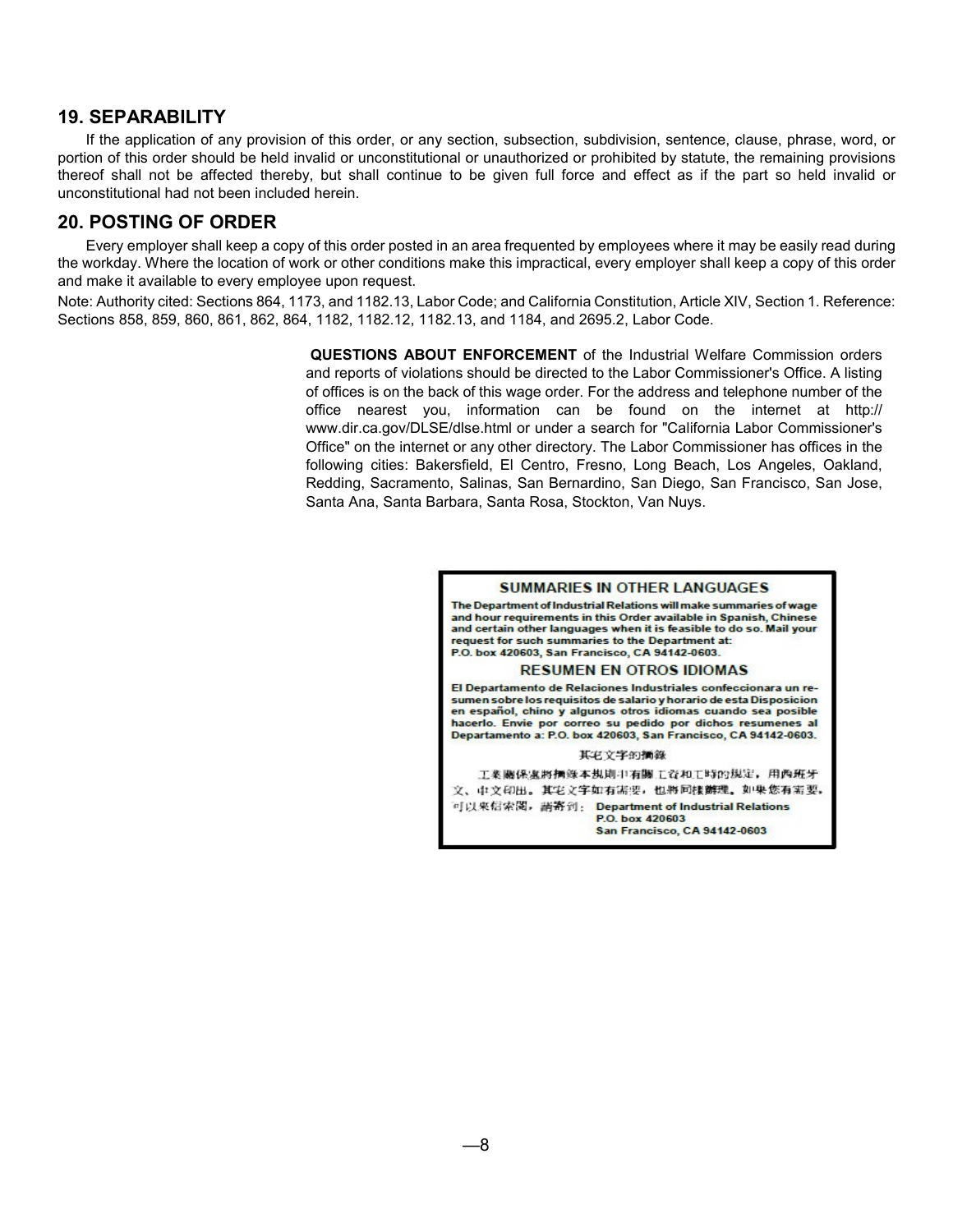## 19. SEPARABILITY

If the application of any provision of this order, or any section, subsection, subdivision, sentence, clause, phrase, word, or portion of this order should be held invalid or unconstitutional or unauthorized or prohibited by statute, the remaining provisions thereof shall not be affected thereby, but shall continue to be given full force and effect as if the part so held invalid or unconstitutional had not been included herein.

## 20. POSTING OF ORDER

Every employer shall keep a copy of this order posted in an area frequented by employees where it may be easily read during the workday. Where the location of work or other conditions make this impractical, every employer shall keep a copy of this order and make it available to every employee upon request.

Note: Authority cited: Sections 864, 1173, and 1182.13, Labor Code; and California Constitution, Article XIV, Section 1. Reference: Sections 858, 859, 860, 861, 862, 864, 1182, 1182.12, 1182.13, and 1184, and 2695.2, Labor Code.

**QUESTIONS ABOUT ENFORCEMENT** of the Industrial Welfare Commission orders and reports of violations should be directed to the Labor Commissioner's Office. A listing of offices is on the back of this wage order. For the address and telephone number of the office nearest you, information can be found on the internet at http://www.dir.ca.gov/DLSE/dlse.html or under a search for "California Labor Commissioner's Office" on the internet or any other directory. The Labor Commissioner has offices in the following cities: Bakersfield, El Centro, Fresno, Long Beach, Los Angeles, Oakland, Redding, Sacramento, Salinas, San Bernardino, San Diego, San Francisco, San Jose, Santa Ana, Santa Barbara, Santa Rosa, Stockton, Van Nuys.

### SUMMARIES IN OTHER LANGUAGES

**The Department of Industrial Relations will make summaries of wage and hour requirements in this Order available in Spanish, Chinese and certain other languages when it is feasible to do so. Mail your request for such summaries to the Department at: P.O. box 420603, San Francisco, CA 94142-0603.**

### RESUMEN EN OTROS IDIOMAS

**El Departamento de Relaciones Industriales confeccionara un resumen sobre los requisitos de salario y horario de esta Disposicion en español, chino y algunos otros idiomas cuando sea posible hacerlo. Envie por correo su pedido por dichos resumenes al Departamento a: P.O. box 420603, San Francisco, CA 94142-0603.**

### 其宅文字的摘錄

工業關係處將摘錄本規則中有關工資和工時的規定，用西班牙文、中文印出。其宅文字如有需要，也將同樣辦理。如果您有需要，可以來信索閱，請寄到： **Department of Industrial Relations P.O. box 420603 San Francisco, CA 94142-0603**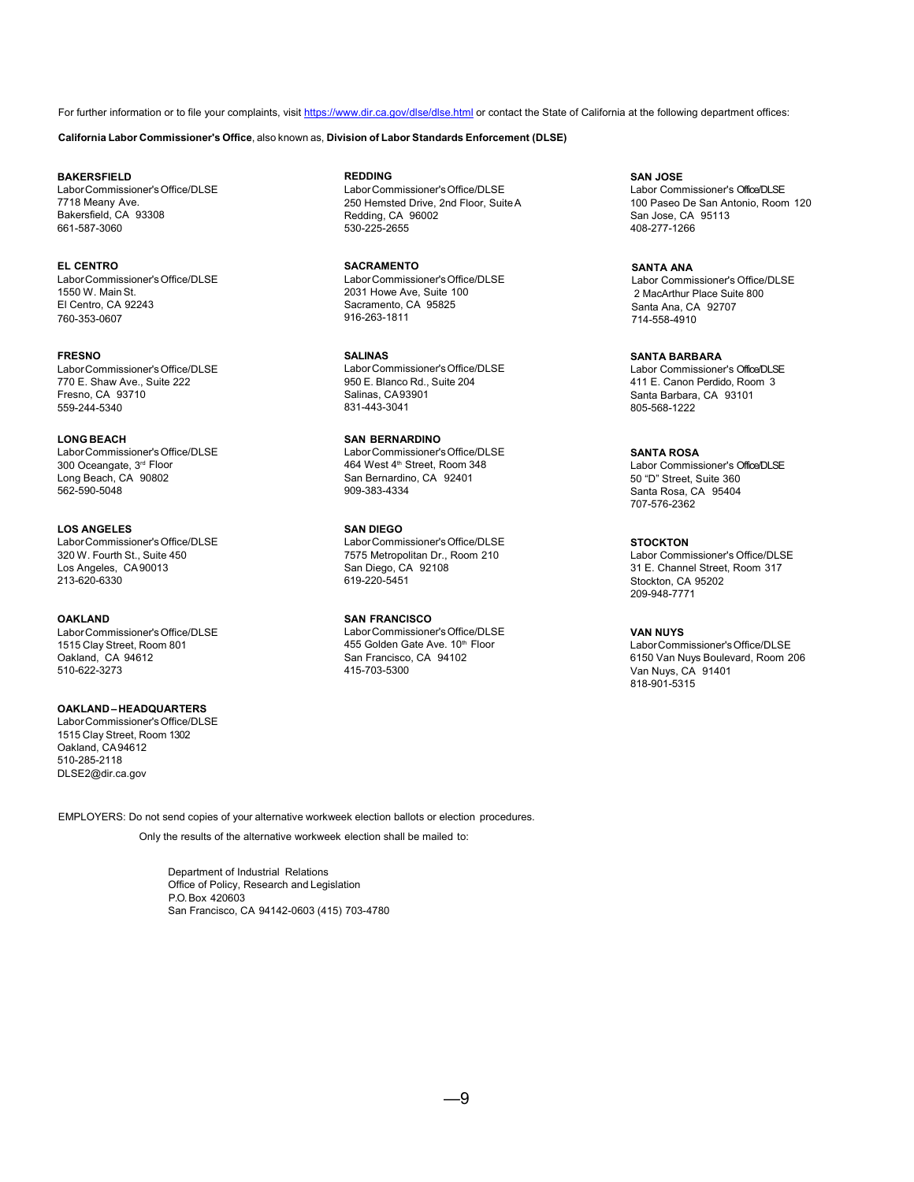For further information or to file your complaints, visit https://www.dir.ca.gov/dlse/dlse.html or contact the State of California at the following department offices:

**California Labor Commissioner's Office**, also known as, **Division of Labor Standards Enforcement (DLSE)**

**BAKERSFIELD**
Labor Commissioner's Office/DLSE
7718 Meany Ave.
Bakersfield, CA 93308
661-587-3060

**EL CENTRO**
Labor Commissioner's Office/DLSE
1550 W. Main St.
El Centro, CA 92243
760-353-0607

**FRESNO**
Labor Commissioner's Office/DLSE
770 E. Shaw Ave., Suite 222
Fresno, CA 93710
559-244-5340

**LONG BEACH**
Labor Commissioner's Office/DLSE
300 Oceangate, 3rd Floor
Long Beach, CA 90802
562-590-5048

**LOS ANGELES**
Labor Commissioner's Office/DLSE
320 W. Fourth St., Suite 450
Los Angeles, CA 90013
213-620-6330

**OAKLAND**
Labor Commissioner's Office/DLSE
1515 Clay Street, Room 801
Oakland, CA 94612
510-622-3273

**OAKLAND – HEADQUARTERS**
Labor Commissioner's Office/DLSE
1515 Clay Street, Room 1302
Oakland, CA 94612
510-285-2118
DLSE2@dir.ca.gov

**REDDING**
Labor Commissioner's Office/DLSE
250 Hemsted Drive, 2nd Floor, Suite A
Redding, CA 96002
530-225-2655

**SACRAMENTO**
Labor Commissioner's Office/DLSE
2031 Howe Ave, Suite 100
Sacramento, CA 95825
916-263-1811

**SALINAS**
Labor Commissioner's Office/DLSE
950 E. Blanco Rd., Suite 204
Salinas, CA 93901
831-443-3041

**SAN BERNARDINO**
Labor Commissioner's Office/DLSE
464 West 4th Street, Room 348
San Bernardino, CA 92401
909-383-4334

**SAN DIEGO**
Labor Commissioner's Office/DLSE
7575 Metropolitan Dr., Room 210
San Diego, CA 92108
619-220-5451

**SAN FRANCISCO**
Labor Commissioner's Office/DLSE
455 Golden Gate Ave. 10th Floor
San Francisco, CA 94102
415-703-5300

**SAN JOSE**
Labor Commissioner's Office/DLSE
100 Paseo De San Antonio, Room 120
San Jose, CA 95113
408-277-1266

**SANTA ANA**
Labor Commissioner's Office/DLSE
2 MacArthur Place Suite 800
Santa Ana, CA 92707
714-558-4910

**SANTA BARBARA**
Labor Commissioner's Office/DLSE
411 E. Canon Perdido, Room 3
Santa Barbara, CA 93101
805-568-1222

**SANTA ROSA**
Labor Commissioner's Office/DLSE
50 "D" Street, Suite 360
Santa Rosa, CA 95404
707-576-2362

**STOCKTON**
Labor Commissioner's Office/DLSE
31 E. Channel Street, Room 317
Stockton, CA 95202
209-948-7771

**VAN NUYS**
Labor Commissioner's Office/DLSE
6150 Van Nuys Boulevard, Room 206
Van Nuys, CA 91401
818-901-5315

EMPLOYERS: Do not send copies of your alternative workweek election ballots or election procedures.

Only the results of the alternative workweek election shall be mailed to:

Department of Industrial Relations
Office of Policy, Research and Legislation
P.O. Box 420603
San Francisco, CA 94142-0603 (415) 703-4780